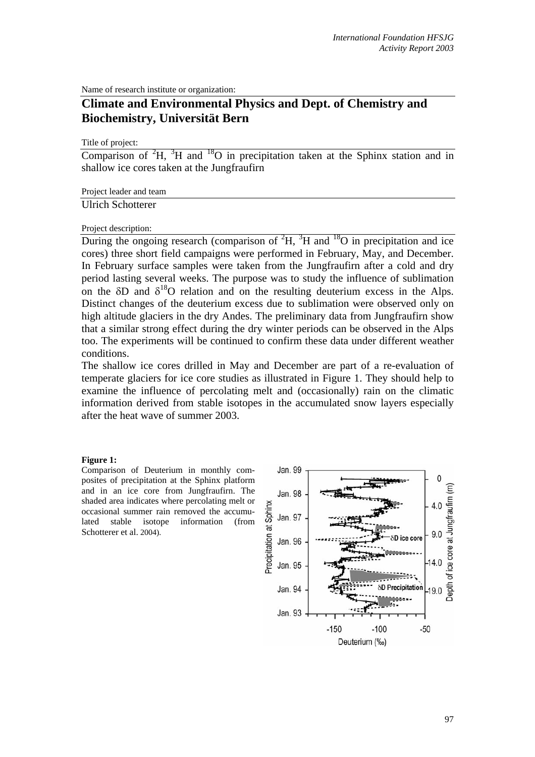Name of research institute or organization:

## Climate and Environmental Physics and Dept. of Chemistry and Biochemistry, Universität Bern

Title of project:

Comparison of $^{2}H$, $^{3}H$ and $^{18}O$ in precipitation taken at the Sphinx station and in shallow ice cores taken at the Jungfraufirn

Project leader and team

Ulrich Schotterer

Project description:

During the ongoing research (comparison of $^{2}H$, $^{3}H$ and $^{18}O$ in precipitation and ice cores) three short field campaigns were performed in February, May, and December. In February surface samples were taken from the Jungfraufirn after a cold and dry period lasting several weeks. The purpose was to study the influence of sublimation on the $\delta D$ and $\delta^{18}O$ relation and on the resulting deuterium excess in the Alps. Distinct changes of the deuterium excess due to sublimation were observed only on high altitude glaciers in the dry Andes. The preliminary data from Jungfraufirn show that a similar strong effect during the dry winter periods can be observed in the Alps too. The experiments will be continued to confirm these data under different weather conditions.

The shallow ice cores drilled in May and December are part of a re-evaluation of temperate glaciers for ice core studies as illustrated in Figure 1. They should help to examine the influence of percolating melt and (occasionally) rain on the climatic information derived from stable isotopes in the accumulated snow layers especially after the heat wave of summer 2003.

**Figure 1:**
Comparison of Deuterium in monthly composites of precipitation at the Sphinx platform and in an ice core from Jungfraufirn. The shaded area indicates where percolating melt or occasional summer rain removed the accumulated stable isotope information (from Schotterer et al. 2004).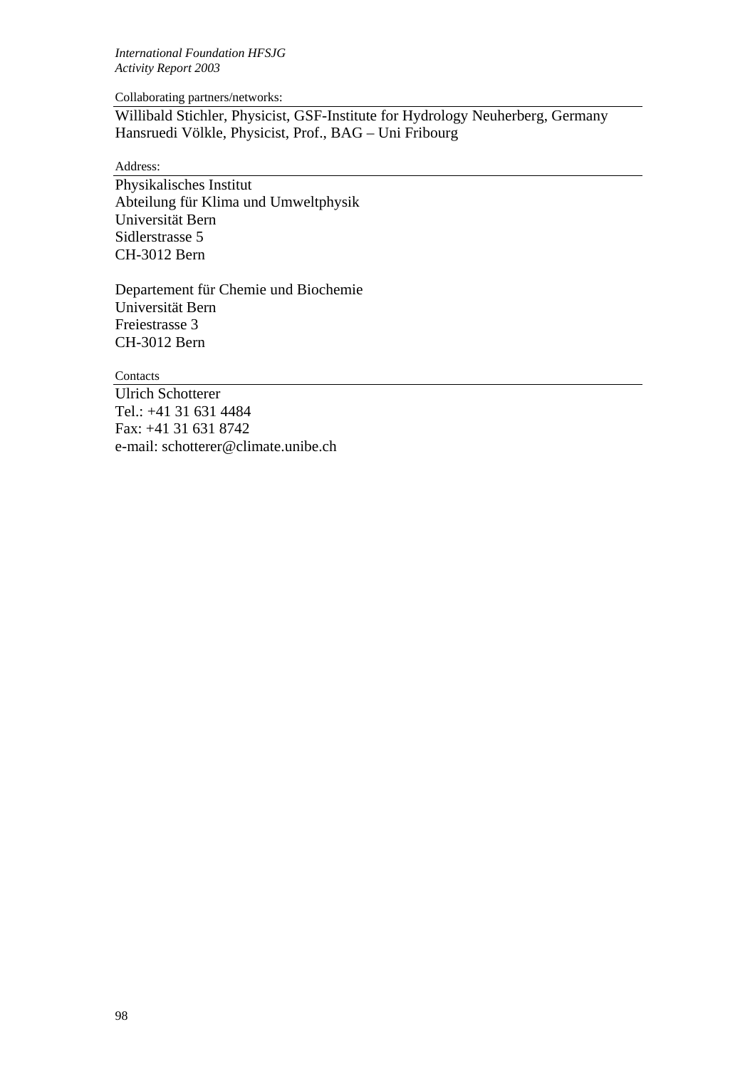Collaborating partners/networks:

Willibald Stichler, Physicist, GSF-Institute for Hydrology Neuherberg, Germany
Hansruedi Völkle, Physicist, Prof., BAG – Uni Fribourg

Address:

Physikalisches Institut
Abteilung für Klima und Umweltphysik
Universität Bern
Sidlerstrasse 5
CH-3012 Bern

Departement für Chemie und Biochemie
Universität Bern
Freiestrasse 3
CH-3012 Bern

Contacts

Ulrich Schotterer
Tel.: +41 31 631 4484
Fax: +41 31 631 8742
e-mail: schotterer@climate.unibe.ch